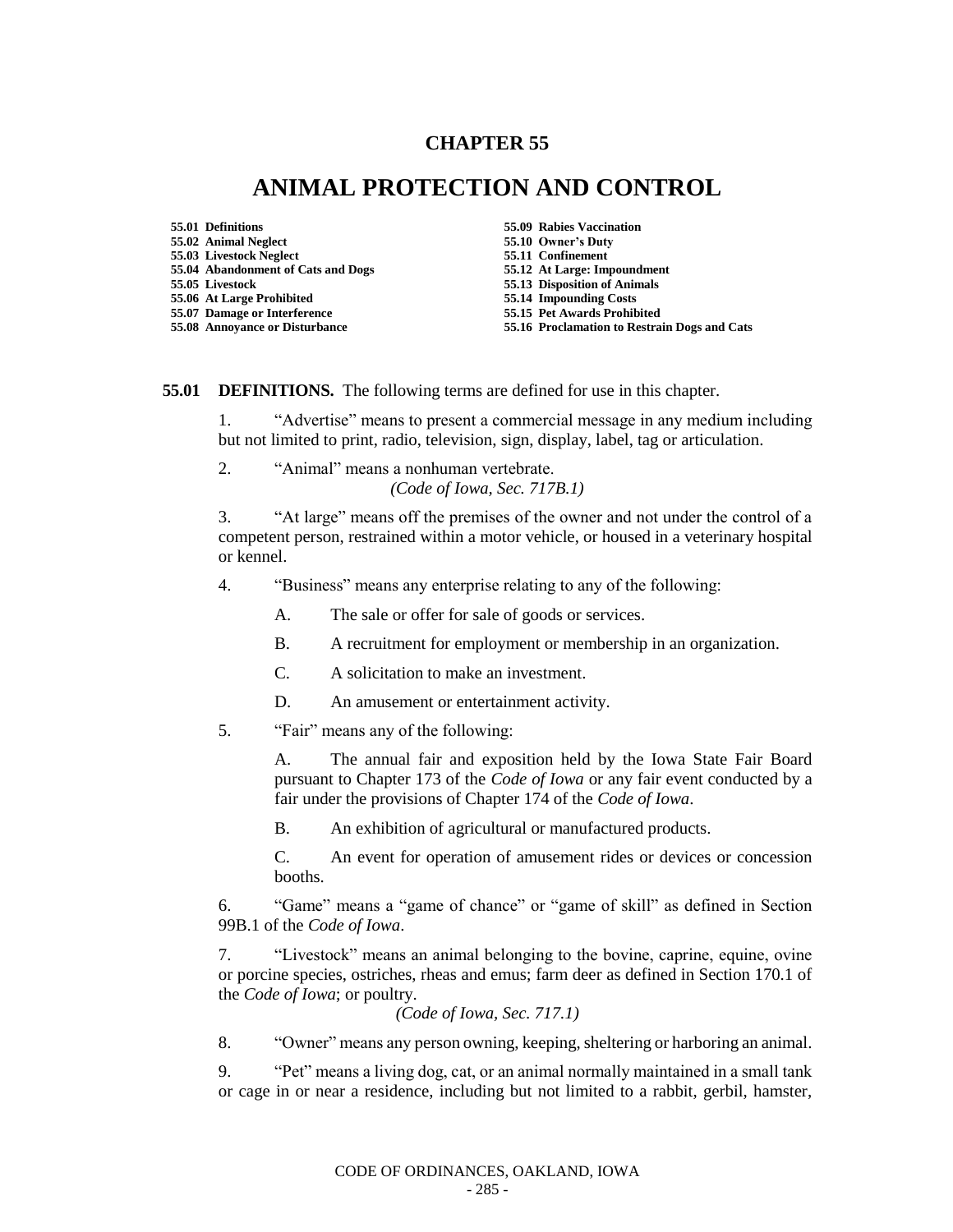# CHAPTER 55

# ANIMAL PROTECTION AND CONTROL

**55.01 Definitions**
**55.02 Animal Neglect**
**55.03 Livestock Neglect**
**55.04 Abandonment of Cats and Dogs**
**55.05 Livestock**
**55.06 At Large Prohibited**
**55.07 Damage or Interference**
**55.08 Annoyance or Disturbance**
**55.09 Rabies Vaccination**
**55.10 Owner's Duty**
**55.11 Confinement**
**55.12 At Large: Impoundment**
**55.13 Disposition of Animals**
**55.14 Impounding Costs**
**55.15 Pet Awards Prohibited**
**55.16 Proclamation to Restrain Dogs and Cats**

**55.01 DEFINITIONS.** The following terms are defined for use in this chapter.

1. "Advertise" means to present a commercial message in any medium including but not limited to print, radio, television, sign, display, label, tag or articulation.

2. "Animal" means a nonhuman vertebrate.
*(Code of Iowa, Sec. 717B.1)*

3. "At large" means off the premises of the owner and not under the control of a competent person, restrained within a motor vehicle, or housed in a veterinary hospital or kennel.

4. "Business" means any enterprise relating to any of the following:

   A. The sale or offer for sale of goods or services.

   B. A recruitment for employment or membership in an organization.

   C. A solicitation to make an investment.

   D. An amusement or entertainment activity.

5. "Fair" means any of the following:

   A. The annual fair and exposition held by the Iowa State Fair Board pursuant to Chapter 173 of the *Code of Iowa* or any fair event conducted by a fair under the provisions of Chapter 174 of the *Code of Iowa*.

   B. An exhibition of agricultural or manufactured products.

   C. An event for operation of amusement rides or devices or concession booths.

6. "Game" means a "game of chance" or "game of skill" as defined in Section 99B.1 of the *Code of Iowa*.

7. "Livestock" means an animal belonging to the bovine, caprine, equine, ovine or porcine species, ostriches, rheas and emus; farm deer as defined in Section 170.1 of the *Code of Iowa*; or poultry.
*(Code of Iowa, Sec. 717.1)*

8. "Owner" means any person owning, keeping, sheltering or harboring an animal.

9. "Pet" means a living dog, cat, or an animal normally maintained in a small tank or cage in or near a residence, including but not limited to a rabbit, gerbil, hamster,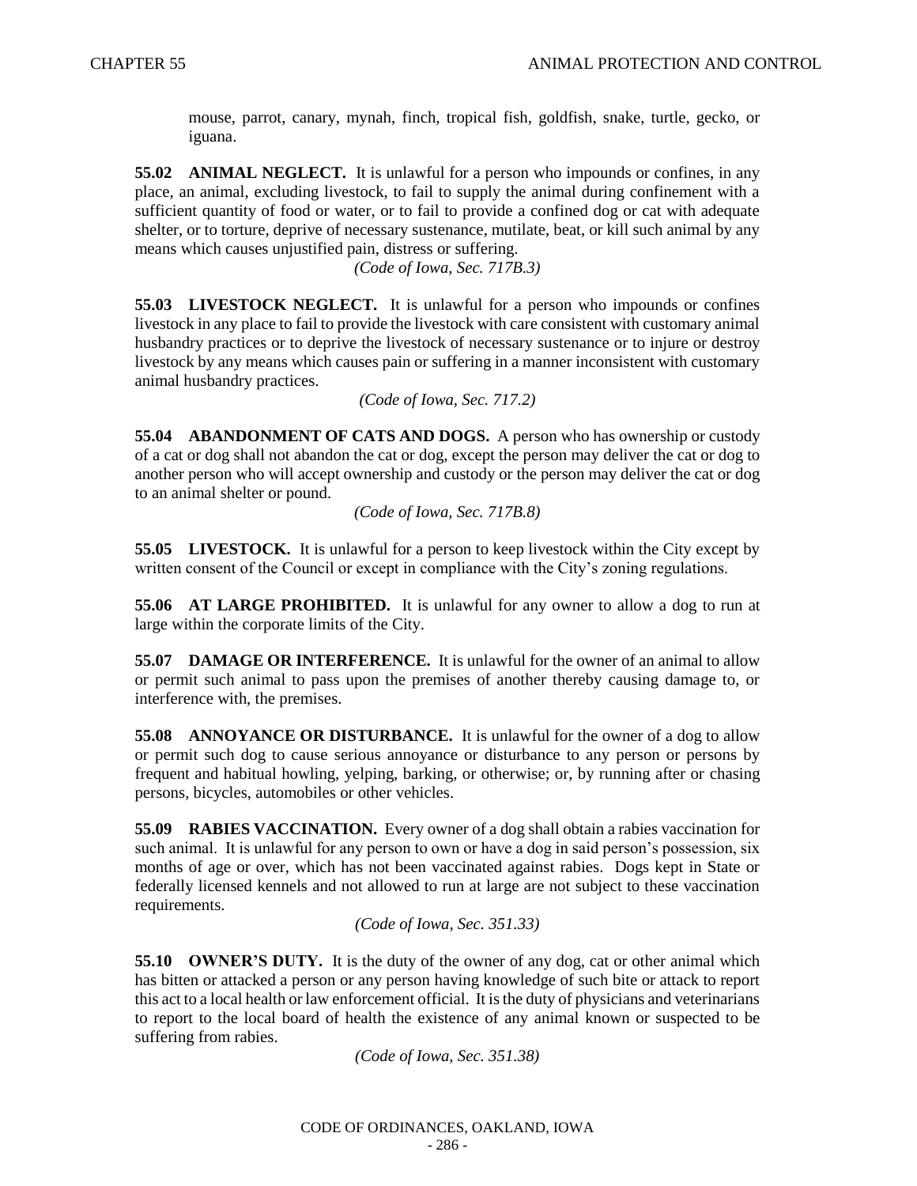mouse, parrot, canary, mynah, finch, tropical fish, goldfish, snake, turtle, gecko, or iguana.

**55.02 ANIMAL NEGLECT.** It is unlawful for a person who impounds or confines, in any place, an animal, excluding livestock, to fail to supply the animal during confinement with a sufficient quantity of food or water, or to fail to provide a confined dog or cat with adequate shelter, or to torture, deprive of necessary sustenance, mutilate, beat, or kill such animal by any means which causes unjustified pain, distress or suffering.

*(Code of Iowa, Sec. 717B.3)*

**55.03 LIVESTOCK NEGLECT.** It is unlawful for a person who impounds or confines livestock in any place to fail to provide the livestock with care consistent with customary animal husbandry practices or to deprive the livestock of necessary sustenance or to injure or destroy livestock by any means which causes pain or suffering in a manner inconsistent with customary animal husbandry practices.

*(Code of Iowa, Sec. 717.2)*

**55.04 ABANDONMENT OF CATS AND DOGS.** A person who has ownership or custody of a cat or dog shall not abandon the cat or dog, except the person may deliver the cat or dog to another person who will accept ownership and custody or the person may deliver the cat or dog to an animal shelter or pound.

*(Code of Iowa, Sec. 717B.8)*

**55.05 LIVESTOCK.** It is unlawful for a person to keep livestock within the City except by written consent of the Council or except in compliance with the City's zoning regulations.

**55.06 AT LARGE PROHIBITED.** It is unlawful for any owner to allow a dog to run at large within the corporate limits of the City.

**55.07 DAMAGE OR INTERFERENCE.** It is unlawful for the owner of an animal to allow or permit such animal to pass upon the premises of another thereby causing damage to, or interference with, the premises.

**55.08 ANNOYANCE OR DISTURBANCE.** It is unlawful for the owner of a dog to allow or permit such dog to cause serious annoyance or disturbance to any person or persons by frequent and habitual howling, yelping, barking, or otherwise; or, by running after or chasing persons, bicycles, automobiles or other vehicles.

**55.09 RABIES VACCINATION.** Every owner of a dog shall obtain a rabies vaccination for such animal. It is unlawful for any person to own or have a dog in said person's possession, six months of age or over, which has not been vaccinated against rabies. Dogs kept in State or federally licensed kennels and not allowed to run at large are not subject to these vaccination requirements.

*(Code of Iowa, Sec. 351.33)*

**55.10 OWNER'S DUTY.** It is the duty of the owner of any dog, cat or other animal which has bitten or attacked a person or any person having knowledge of such bite or attack to report this act to a local health or law enforcement official. It is the duty of physicians and veterinarians to report to the local board of health the existence of any animal known or suspected to be suffering from rabies.

*(Code of Iowa, Sec. 351.38)*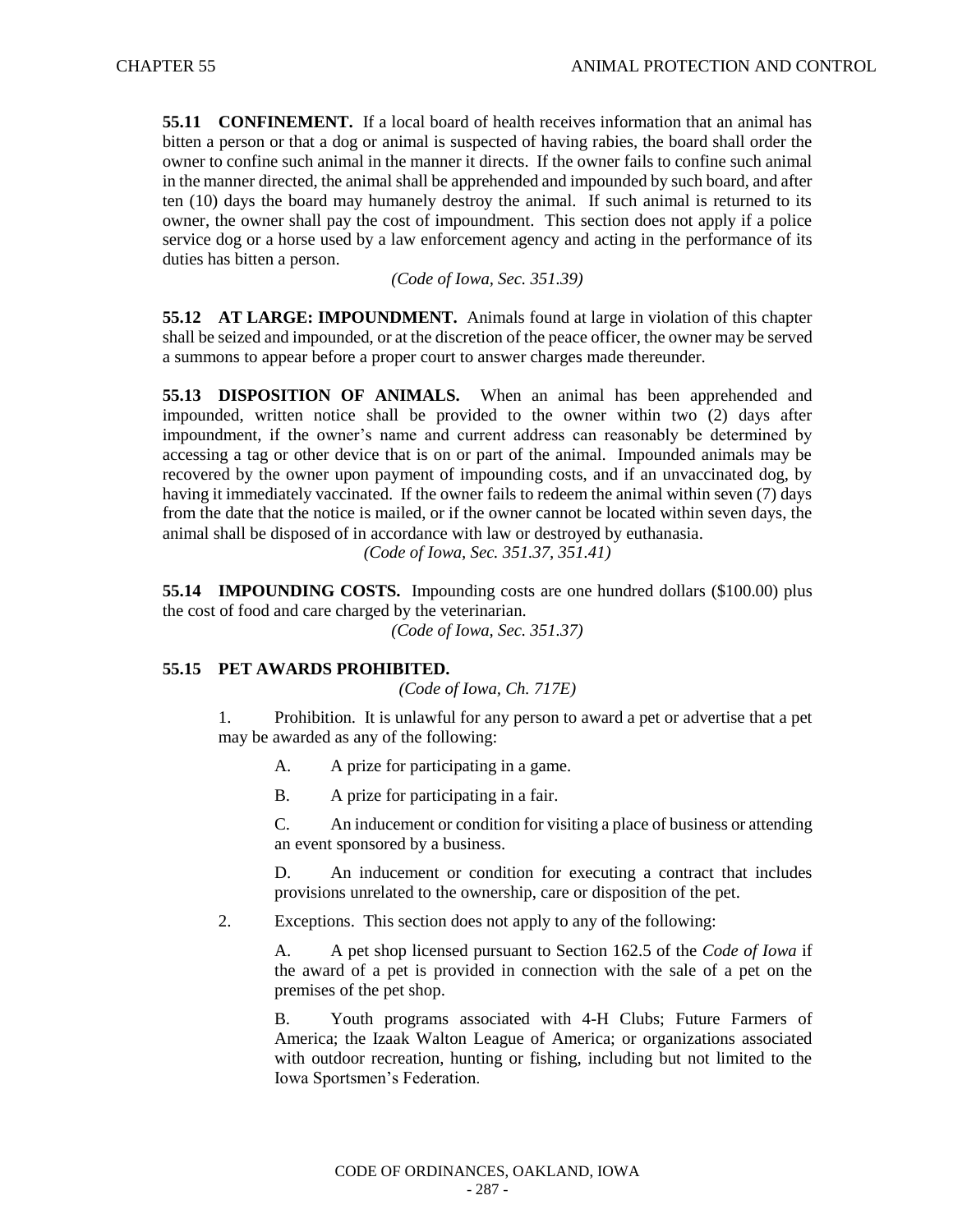**55.11 CONFINEMENT.** If a local board of health receives information that an animal has bitten a person or that a dog or animal is suspected of having rabies, the board shall order the owner to confine such animal in the manner it directs. If the owner fails to confine such animal in the manner directed, the animal shall be apprehended and impounded by such board, and after ten (10) days the board may humanely destroy the animal. If such animal is returned to its owner, the owner shall pay the cost of impoundment. This section does not apply if a police service dog or a horse used by a law enforcement agency and acting in the performance of its duties has bitten a person.

*(Code of Iowa, Sec. 351.39)*

**55.12 AT LARGE: IMPOUNDMENT.** Animals found at large in violation of this chapter shall be seized and impounded, or at the discretion of the peace officer, the owner may be served a summons to appear before a proper court to answer charges made thereunder.

**55.13 DISPOSITION OF ANIMALS.** When an animal has been apprehended and impounded, written notice shall be provided to the owner within two (2) days after impoundment, if the owner's name and current address can reasonably be determined by accessing a tag or other device that is on or part of the animal. Impounded animals may be recovered by the owner upon payment of impounding costs, and if an unvaccinated dog, by having it immediately vaccinated. If the owner fails to redeem the animal within seven (7) days from the date that the notice is mailed, or if the owner cannot be located within seven days, the animal shall be disposed of in accordance with law or destroyed by euthanasia.

*(Code of Iowa, Sec. 351.37, 351.41)*

**55.14 IMPOUNDING COSTS.** Impounding costs are one hundred dollars ($100.00) plus the cost of food and care charged by the veterinarian.

*(Code of Iowa, Sec. 351.37)*

**55.15 PET AWARDS PROHIBITED.**

*(Code of Iowa, Ch. 717E)*

1. Prohibition. It is unlawful for any person to award a pet or advertise that a pet may be awarded as any of the following:

   A. A prize for participating in a game.

   B. A prize for participating in a fair.

   C. An inducement or condition for visiting a place of business or attending an event sponsored by a business.

   D. An inducement or condition for executing a contract that includes provisions unrelated to the ownership, care or disposition of the pet.

2. Exceptions. This section does not apply to any of the following:

   A. A pet shop licensed pursuant to Section 162.5 of the *Code of Iowa* if the award of a pet is provided in connection with the sale of a pet on the premises of the pet shop.

   B. Youth programs associated with 4-H Clubs; Future Farmers of America; the Izaak Walton League of America; or organizations associated with outdoor recreation, hunting or fishing, including but not limited to the Iowa Sportsmen's Federation.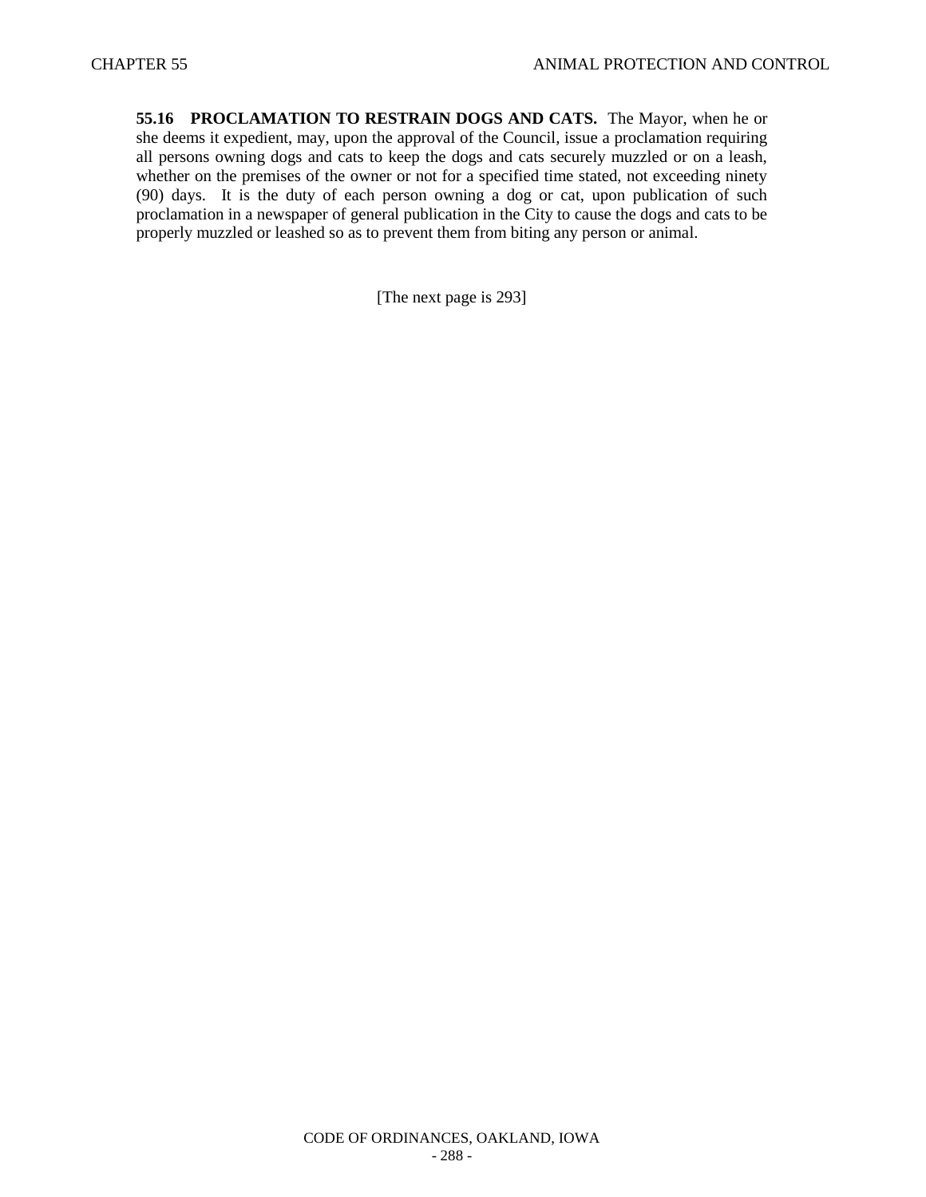**55.16 PROCLAMATION TO RESTRAIN DOGS AND CATS.** The Mayor, when he or she deems it expedient, may, upon the approval of the Council, issue a proclamation requiring all persons owning dogs and cats to keep the dogs and cats securely muzzled or on a leash, whether on the premises of the owner or not for a specified time stated, not exceeding ninety (90) days. It is the duty of each person owning a dog or cat, upon publication of such proclamation in a newspaper of general publication in the City to cause the dogs and cats to be properly muzzled or leashed so as to prevent them from biting any person or animal.

[The next page is 293]